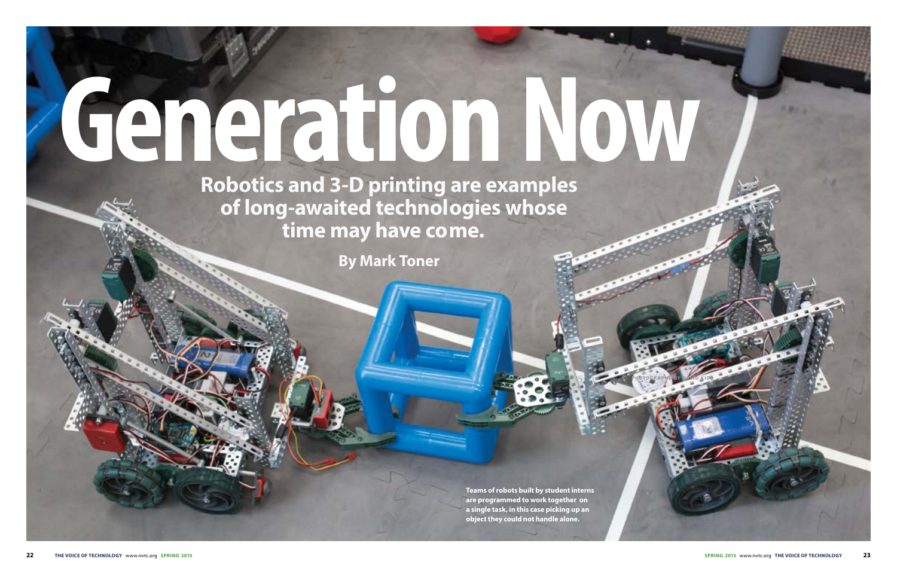# Generation Now

**Robotics and 3-D printing are examples of long-awaited technologies whose time may have come.**

**By Mark Toner**

PHOTOGRAPHS BY DAVID KIDD

**Teams of robots built by student interns are programmed to work together on a single task, in this case picking up an object they could not handle alone.**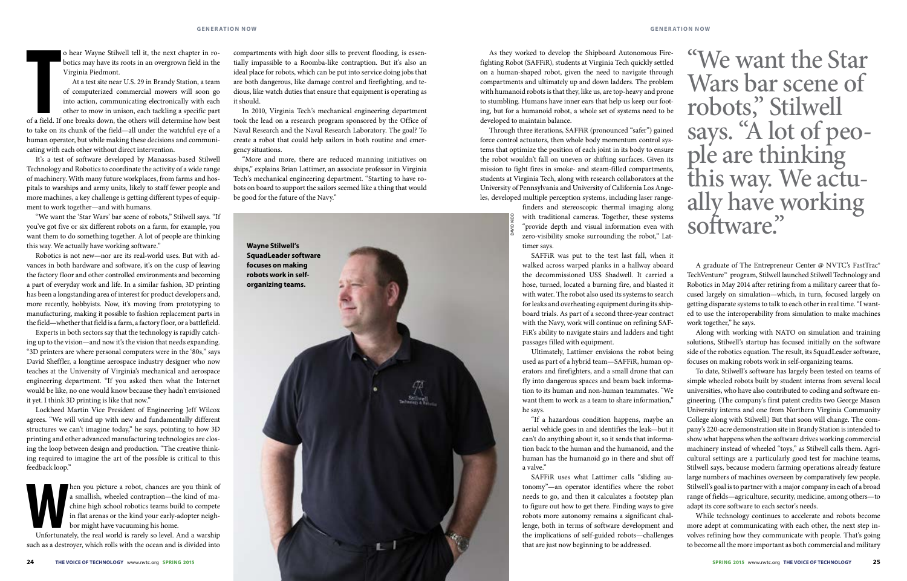To hear Wayne Stilwell tell it, the next chapter in robotics may have its roots in an overgrown field in the Virginia Piedmont.

At a test site near U.S. 29 in Brandy Station, a team of computerized commercial mowers will soon go into action, communicating electronically with each other to mow in unison, each tackling a specific part of a field. If one breaks down, the others will determine how best to take on its chunk of the field—all under the watchful eye of a human operator, but while making these decisions and communicating with each other without direct intervention.

It's a test of software developed by Manassas-based Stilwell Technology and Robotics to coordinate the activity of a wide range of machinery. With many future workplaces, from farms and hospitals to warships and army units, likely to staff fewer people and more machines, a key challenge is getting different types of equipment to work together—and with humans.

"We want the 'Star Wars' bar scene of robots," Stilwell says. "If you've got five or six different robots on a farm, for example, you want them to do something together. A lot of people are thinking this way. We actually have working software."

Robotics is not new—nor are its real-world uses. But with advances in both hardware and software, it's on the cusp of leaving the factory floor and other controlled environments and becoming a part of everyday work and life. In a similar fashion, 3D printing has been a longstanding area of interest for product developers and, more recently, hobbyists. Now, it's moving from prototyping to manufacturing, making it possible to fashion replacement parts in the field—whether that field is a farm, a factory floor, or a battlefield.

Experts in both sectors say that the technology is rapidly catching up to the vision—and now it's the vision that needs expanding. "3D printers are where personal computers were in the '80s," says David Sheffler, a longtime aerospace industry designer who now teaches at the University of Virginia's mechanical and aerospace engineering department. "If you asked then what the Internet would be like, no one would know because they hadn't envisioned it yet. I think 3D printing is like that now."

Lockheed Martin Vice President of Engineering Jeff Wilcox agrees. "We will wind up with new and fundamentally different structures we can't imagine today," he says, pointing to how 3D printing and other advanced manufacturing technologies are closing the loop between design and production. "The creative thinking required to imagine the art of the possible is critical to this feedback loop."

When you picture a robot, chances are you think of a smallish, wheeled contraption—the kind of machine high school robotics teams build to compete in flat arenas or the kind your early-adopter neighbor might have vacuuming his home.

Unfortunately, the real world is rarely so level. And a warship such as a destroyer, which rolls with the ocean and is divided into compartments with high door sills to prevent flooding, is essentially impassible to a Roomba-like contraption. But it's also an ideal place for robots, which can be put into service doing jobs that are both dangerous, like damage control and firefighting, and tedious, like watch duties that ensure that equipment is operating as it should.

In 2010, Virginia Tech's mechanical engineering department took the lead on a research program sponsored by the Office of Naval Research and the Naval Research Laboratory. The goal? To create a robot that could help sailors in both routine and emergency situations.

"More and more, there are reduced manning initiatives on ships," explains Brian Lattimer, an associate professor in Virginia Tech's mechanical engineering department. "Starting to have robots on board to support the sailors seemed like a thing that would be good for the future of the Navy."

**Wayne Stilwell's SquadLeader software focuses on making robots work in self-organizing teams.**

As they worked to develop the Shipboard Autonomous Firefighting Robot (SAFFiR), students at Virginia Tech quickly settled on a human-shaped robot, given the need to navigate through compartments and ultimately up and down ladders. The problem with humanoid robots is that they, like us, are top-heavy and prone to stumbling. Humans have inner ears that help us keep our footing, but for a humanoid robot, a whole set of systems need to be developed to maintain balance.

Through three iterations, SAFFiR (pronounced "safer") gained force control actuators, then whole body momentum control systems that optimize the position of each joint in its body to ensure the robot wouldn't fall on uneven or shifting surfaces. Given its mission to fight fires in smoke- and steam-filled compartments, students at Virginia Tech, along with research collaborators at the University of Pennsylvania and University of California Los Angeles, developed multiple perception systems, including laser rangefinders and stereoscopic thermal imaging along with traditional cameras. Together, these systems "provide depth and visual information even with zero-visibility smoke surrounding the robot," Lattimer says.

SAFFiR was put to the test last fall, when it walked across warped planks in a hallway aboard the decommissioned USS Shadwell. It carried a hose, turned, located a burning fire, and blasted it with water. The robot also used its systems to search for leaks and overheating equipment during its shipboard trials. As part of a second three-year contract with the Navy, work will continue on refining SAFFiR's ability to navigate stairs and ladders and tight passages filled with equipment.

Ultimately, Lattimer envisions the robot being used as part of a hybrid team—SAFFiR, human operators and firefighters, and a small drone that can fly into dangerous spaces and beam back information to its human and non-human teammates. "We want them to work as a team to share information," he says.

"If a hazardous condition happens, maybe an aerial vehicle goes in and identifies the leak—but it can't do anything about it, so it sends that information back to the human and the humanoid, and the human has the humanoid go in there and shut off a valve."

SAFFiR uses what Lattimer calls "sliding autonomy"—an operator identifies where the robot needs to go, and then it calculates a footstep plan to figure out how to get there. Finding ways to give robots more autonomy remains a significant challenge, both in terms of software development and the implications of self-guided robots—challenges that are just now beginning to be addressed.

> "We want the Star Wars bar scene of robots," Stilwell says. "A lot of people are thinking this way. We actually have working software."

A graduate of The Entrepreneur Center @ NVTC's FastTrac® TechVenture™ program, Stilwell launched Stilwell Technology and Robotics in May 2014 after retiring from a military career that focused largely on simulation—which, in turn, focused largely on getting disparate systems to talk to each other in real time. "I wanted to use the interoperability from simulation to make machines work together," he says.

Along with working with NATO on simulation and training solutions, Stilwell's startup has focused initially on the software side of the robotics equation. The result, its SquadLeader software, focuses on making robots work in self-organizing teams.

To date, Stilwell's software has largely been tested on teams of simple wheeled robots built by student interns from several local universities, who have also contributed to coding and software engineering. (The company's first patent credits two George Mason University interns and one from Northern Virginia Community College along with Stilwell.) But that soon will change. The company's 220-acre demonstration site in Brandy Station is intended to show what happens when the software drives working commercial machinery instead of wheeled "toys," as Stilwell calls them. Agricultural settings are a particularly good test for machine teams, Stilwell says, because modern farming operations already feature large numbers of machines overseen by comparatively few people. Stilwell's goal is to partner with a major company in each of a broad range of fields—agriculture, security, medicine, among others—to adapt its core software to each sector's needs.

While technology continues to accelerate and robots become more adept at communicating with each other, the next step involves refining how they communicate with people. That's going to become all the more important as both commercial and military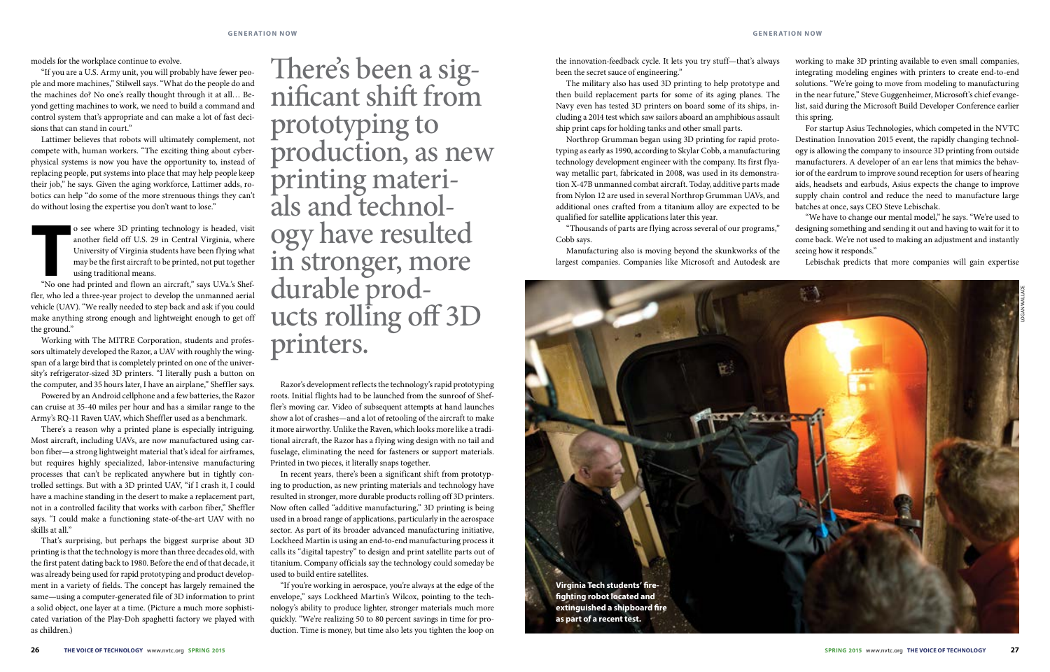models for the workplace continue to evolve.

"If you are a U.S. Army unit, you will probably have fewer people and more machines," Stilwell says. "What do the people do and the machines do? No one's really thought through it at all… Beyond getting machines to work, we need to build a command and control system that's appropriate and can make a lot of fast decisions that can stand in court."

Lattimer believes that robots will ultimately complement, not compete with, human workers. "The exciting thing about cyber-physical systems is now you have the opportunity to, instead of replacing people, put systems into place that may help people keep their job," he says. Given the aging workforce, Lattimer adds, robotics can help "do some of the more strenuous things they can't do without losing the expertise you don't want to lose."

To see where 3D printing technology is headed, visit another field off U.S. 29 in Central Virginia, where University of Virginia students have been flying what may be the first aircraft to be printed, not put together using traditional means.

"No one had printed and flown an aircraft," says U.Va.'s Sheffler, who led a three-year project to develop the unmanned aerial vehicle (UAV). "We really needed to step back and ask if you could make anything strong enough and lightweight enough to get off the ground."

Working with The MITRE Corporation, students and professors ultimately developed the Razor, a UAV with roughly the wingspan of a large bird that is completely printed on one of the university's refrigerator-sized 3D printers. "I literally push a button on the computer, and 35 hours later, I have an airplane," Sheffler says.

Powered by an Android cellphone and a few batteries, the Razor can cruise at 35-40 miles per hour and has a similar range to the Army's RQ-11 Raven UAV, which Sheffler used as a benchmark.

There's a reason why a printed plane is especially intriguing. Most aircraft, including UAVs, are now manufactured using carbon fiber—a strong lightweight material that's ideal for airframes, but requires highly specialized, labor-intensive manufacturing processes that can't be replicated anywhere but in tightly controlled settings. But with a 3D printed UAV, "if I crash it, I could have a machine standing in the desert to make a replacement part, not in a controlled facility that works with carbon fiber," Sheffler says. "I could make a functioning state-of-the-art UAV with no skills at all."

That's surprising, but perhaps the biggest surprise about 3D printing is that the technology is more than three decades old, with the first patent dating back to 1980. Before the end of that decade, it was already being used for rapid prototyping and product development in a variety of fields. The concept has largely remained the same—using a computer-generated file of 3D information to print a solid object, one layer at a time. (Picture a much more sophisticated variation of the Play-Doh spaghetti factory we played with as children.)

> There's been a significant shift from prototyping to production, as new printing materials and technology have resulted in stronger, more durable products rolling off 3D printers.

Razor's development reflects the technology's rapid prototyping roots. Initial flights had to be launched from the sunroof of Sheffler's moving car. Video of subsequent attempts at hand launches show a lot of crashes—and a lot of retooling of the aircraft to make it more airworthy. Unlike the Raven, which looks more like a traditional aircraft, the Razor has a flying wing design with no tail and fuselage, eliminating the need for fasteners or support materials. Printed in two pieces, it literally snaps together.

In recent years, there's been a significant shift from prototyping to production, as new printing materials and technology have resulted in stronger, more durable products rolling off 3D printers. Now often called "additive manufacturing," 3D printing is being used in a broad range of applications, particularly in the aerospace sector. As part of its broader advanced manufacturing initiative, Lockheed Martin is using an end-to-end manufacturing process it calls its "digital tapestry" to design and print satellite parts out of titanium. Company officials say the technology could someday be used to build entire satellites.

"If you're working in aerospace, you're always at the edge of the envelope," says Lockheed Martin's Wilcox, pointing to the technology's ability to produce lighter, stronger materials much more quickly. "We're realizing 50 to 80 percent savings in time for production. Time is money, but time also lets you tighten the loop on the innovation-feedback cycle. It lets you try stuff—that's always been the secret sauce of engineering."

The military also has used 3D printing to help prototype and then build replacement parts for some of its aging planes. The Navy even has tested 3D printers on board some of its ships, including a 2014 test which saw sailors aboard an amphibious assault ship print caps for holding tanks and other small parts.

Northrop Grumman began using 3D printing for rapid prototyping as early as 1990, according to Skylar Cobb, a manufacturing technology development engineer with the company. Its first flyaway metallic part, fabricated in 2008, was used in its demonstration X-47B unmanned combat aircraft. Today, additive parts made from Nylon 12 are used in several Northrop Grumman UAVs, and additional ones crafted from a titanium alloy are expected to be qualified for satellite applications later this year.

"Thousands of parts are flying across several of our programs," Cobb says.

Manufacturing also is moving beyond the skunkworks of the largest companies. Companies like Microsoft and Autodesk are working to make 3D printing available to even small companies, integrating modeling engines with printers to create end-to-end solutions. "We're going to move from modeling to manufacturing in the near future," Steve Guggenheimer, Microsoft's chief evangelist, said during the Microsoft Build Developer Conference earlier this spring.

For startup Asius Technologies, which competed in the NVTC Destination Innovation 2015 event, the rapidly changing technology is allowing the company to insource 3D printing from outside manufacturers. A developer of an ear lens that mimics the behavior of the eardrum to improve sound reception for users of hearing aids, headsets and earbuds, Asius expects the change to improve supply chain control and reduce the need to manufacture large batches at once, says CEO Steve Lebischak.

"We have to change our mental model," he says. "We're used to designing something and sending it out and having to wait for it to come back. We're not used to making an adjustment and instantly seeing how it responds."

Lebischak predicts that more companies will gain expertise

**Virginia Tech students' firefighting robot located and extinguished a shipboard fire as part of a recent test.**

LOGAN WALLACE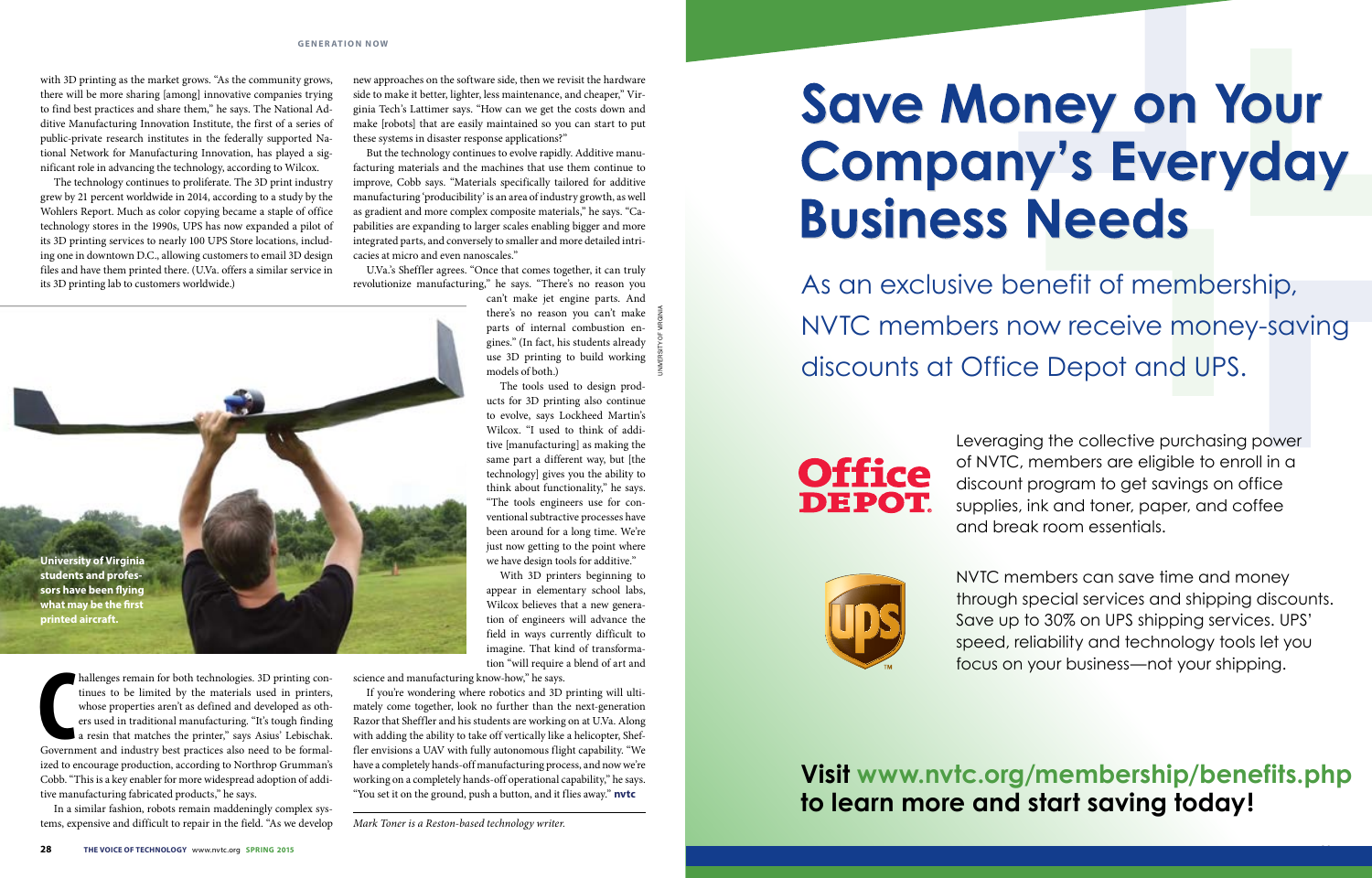with 3D printing as the market grows. "As the community grows, there will be more sharing [among] innovative companies trying to find best practices and share them," he says. The National Additive Manufacturing Innovation Institute, the first of a series of public-private research institutes in the federally supported National Network for Manufacturing Innovation, has played a significant role in advancing the technology, according to Wilcox.

The technology continues to proliferate. The 3D print industry grew by 21 percent worldwide in 2014, according to a study by the Wohlers Report. Much as color copying became a staple of office technology stores in the 1990s, UPS has now expanded a pilot of its 3D printing services to nearly 100 UPS Store locations, including one in downtown D.C., allowing customers to email 3D design files and have them printed there. (U.Va. offers a similar service in its 3D printing lab to customers worldwide.)

University of Virginia students and professors have been flying what may be the first printed aircraft.

UNIVERSITY OF VIRGINIA

Challenges remain for both technologies. 3D printing continues to be limited by the materials used in printers, whose properties aren't as defined and developed as others used in traditional manufacturing. "It's tough finding a resin that matches the printer," says Asius' Lebischak. Government and industry best practices also need to be formalized to encourage production, according to Northrop Grumman's Cobb. "This is a key enabler for more widespread adoption of additive manufacturing fabricated products," he says.

In a similar fashion, robots remain maddeningly complex systems, expensive and difficult to repair in the field. "As we develop new approaches on the software side, then we revisit the hardware side to make it better, lighter, less maintenance, and cheaper," Virginia Tech's Lattimer says. "How can we get the costs down and make [robots] that are easily maintained so you can start to put these systems in disaster response applications?"

But the technology continues to evolve rapidly. Additive manufacturing materials and the machines that use them continue to improve, Cobb says. "Materials specifically tailored for additive manufacturing 'producibility' is an area of industry growth, as well as gradient and more complex composite materials," he says. "Capabilities are expanding to larger scales enabling bigger and more integrated parts, and conversely to smaller and more detailed intricacies at micro and even nanoscales."

U.Va.'s Sheffler agrees. "Once that comes together, it can truly revolutionize manufacturing," he says. "There's no reason you can't make jet engine parts. And there's no reason you can't make parts of internal combustion engines." (In fact, his students already use 3D printing to build working models of both.)

The tools used to design products for 3D printing also continue to evolve, says Lockheed Martin's Wilcox. "I used to think of additive [manufacturing] as making the same part a different way, but [the technology] gives you the ability to think about functionality," he says. "The tools engineers use for conventional subtractive processes have been around for a long time. We're just now getting to the point where we have design tools for additive."

With 3D printers beginning to appear in elementary school labs, Wilcox believes that a new generation of engineers will advance the field in ways currently difficult to imagine. That kind of transformation "will require a blend of art and science and manufacturing know-how," he says.

If you're wondering where robotics and 3D printing will ultimately come together, look no further than the next-generation Razor that Sheffler and his students are working on at U.Va. Along with adding the ability to take off vertically like a helicopter, Sheffler envisions a UAV with fully autonomous flight capability. "We have a completely hands-off manufacturing process, and now we're working on a completely hands-off operational capability," he says. "You set it on the ground, push a button, and it flies away." **nvtc**

*Mark Toner is a Reston-based technology writer.*

# Save Money on Your Company's Everyday Business Needs

As an exclusive benefit of membership, NVTC members now receive money-saving discounts at Office Depot and UPS.

Office DEPOT.

Leveraging the collective purchasing power of NVTC, members are eligible to enroll in a discount program to get savings on office supplies, ink and toner, paper, and coffee and break room essentials.

ups

NVTC members can save time and money through special services and shipping discounts. Save up to 30% on UPS shipping services. UPS' speed, reliability and technology tools let you focus on your business—not your shipping.

**Visit www.nvtc.org/membership/benefits.php to learn more and start saving today!**